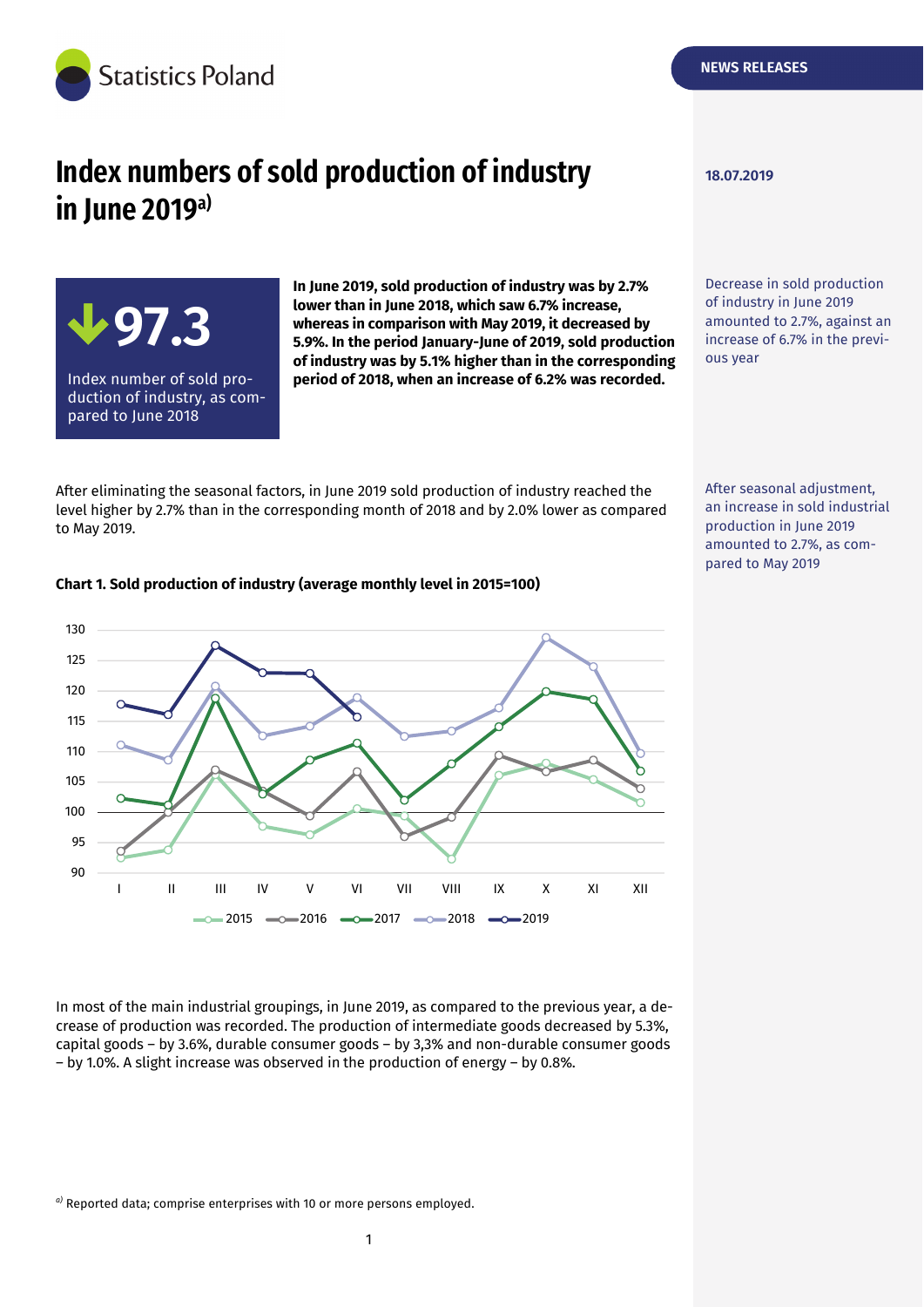NEWS RELEASES

18.07.2019

# Index numbers of sold production of industry in June 2019[a)]

**97.3**

Index number of sold production of industry, as compared to June 2018

**In June 2019, sold production of industry was by 2.7% lower than in June 2018, which saw 6.7% increase, whereas in comparison with May 2019, it decreased by 5.9%. In the period January-June of 2019, sold production of industry was by 5.1% higher than in the corresponding period of 2018, when an increase of 6.2% was recorded.**

Decrease in sold production of industry in June 2019 amounted to 2.7%, against an increase of 6.7% in the previous year

After eliminating the seasonal factors, in June 2019 sold production of industry reached the level higher by 2.7% than in the corresponding month of 2018 and by 2.0% lower as compared to May 2019.

After seasonal adjustment, an increase in sold industrial production in June 2019 amounted to 2.7%, as compared to May 2019

**Chart 1. Sold production of industry (average monthly level in 2015=100)**

In most of the main industrial groupings, in June 2019, as compared to the previous year, a decrease of production was recorded. The production of intermediate goods decreased by 5.3%, capital goods – by 3.6%, durable consumer goods – by 3,3% and non-durable consumer goods – by 1.0%. A slight increase was observed in the production of energy – by 0.8%.

[a)] Reported data; comprise enterprises with 10 or more persons employed.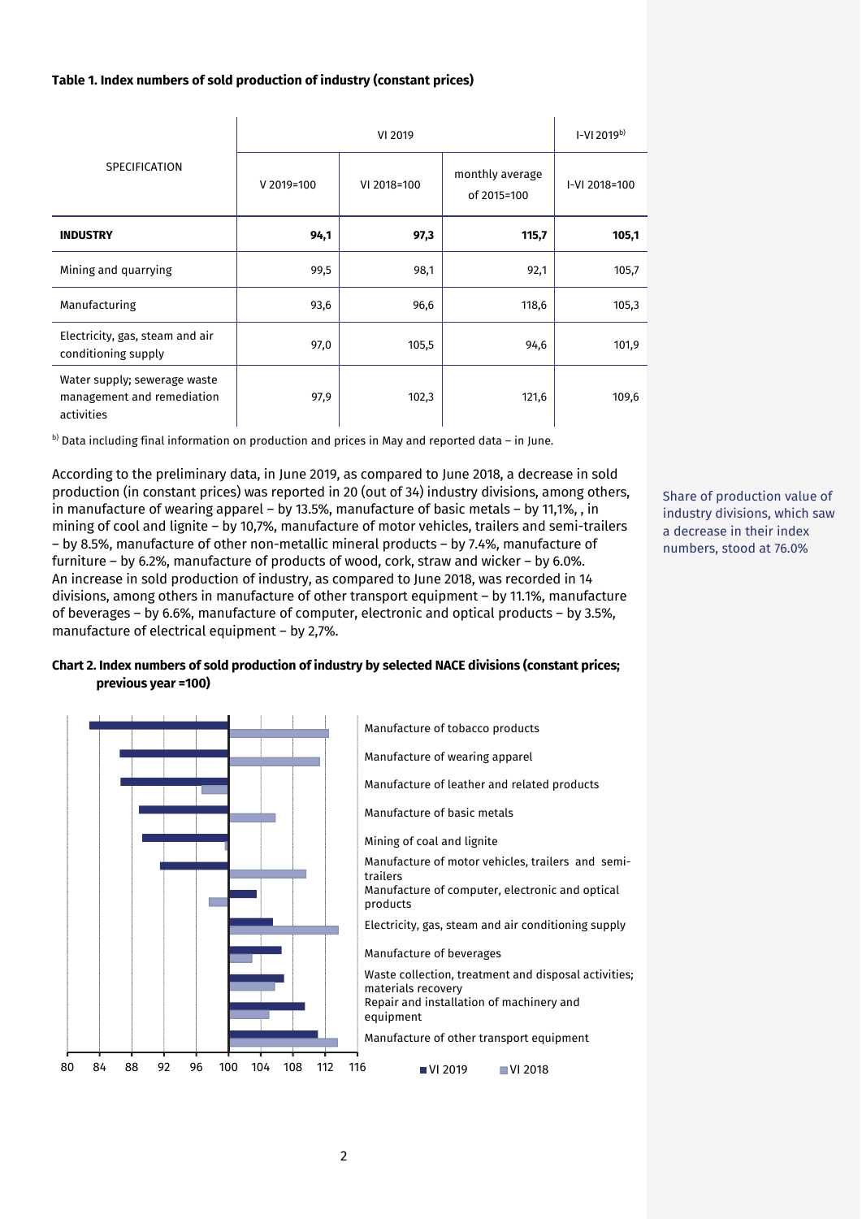**Table 1. Index numbers of sold production of industry (constant prices)**

| SPECIFICATION | VI 2019 | | | I-VI 2019[b)] |
|---|---|---|---|---|
| | V 2019=100 | VI 2018=100 | monthly average of 2015=100 | I-VI 2018=100 |
| **INDUSTRY** | **94,1** | **97,3** | **115,7** | **105,1** |
| Mining and quarrying | 99,5 | 98,1 | 92,1 | 105,7 |
| Manufacturing | 93,6 | 96,6 | 118,6 | 105,3 |
| Electricity, gas, steam and air conditioning supply | 97,0 | 105,5 | 94,6 | 101,9 |
| Water supply; sewerage waste management and remediation activities | 97,9 | 102,3 | 121,6 | 109,6 |

[b)] Data including final information on production and prices in May and reported data – in June.

According to the preliminary data, in June 2019, as compared to June 2018, a decrease in sold production (in constant prices) was reported in 20 (out of 34) industry divisions, among others, in manufacture of wearing apparel – by 13.5%, manufacture of basic metals – by 11,1%, , in mining of cool and lignite – by 10,7%, manufacture of motor vehicles, trailers and semi-trailers – by 8.5%, manufacture of other non-metallic mineral products – by 7.4%, manufacture of furniture – by 6.2%, manufacture of products of wood, cork, straw and wicker – by 6.0%. An increase in sold production of industry, as compared to June 2018, was recorded in 14 divisions, among others in manufacture of other transport equipment – by 11.1%, manufacture of beverages – by 6.6%, manufacture of computer, electronic and optical products – by 3.5%, manufacture of electrical equipment – by 2,7%.

Share of production value of industry divisions, which saw a decrease in their index numbers, stood at 76.0%

**Chart 2. Index numbers of sold production of industry by selected NACE divisions (constant prices; previous year =100)**

Categories: Manufacture of tobacco products; Manufacture of wearing apparel; Manufacture of leather and related products; Manufacture of basic metals; Mining of coal and lignite; Manufacture of motor vehicles, trailers and semi-trailers; Manufacture of computer, electronic and optical products; Electricity, gas, steam and air conditioning supply; Manufacture of beverages; Waste collection, treatment and disposal activities; materials recovery; Repair and installation of machinery and equipment; Manufacture of other transport equipment

Axis: 80, 84, 88, 92, 96, 100, 104, 108, 112, 116

Legend: VI 2019, VI 2018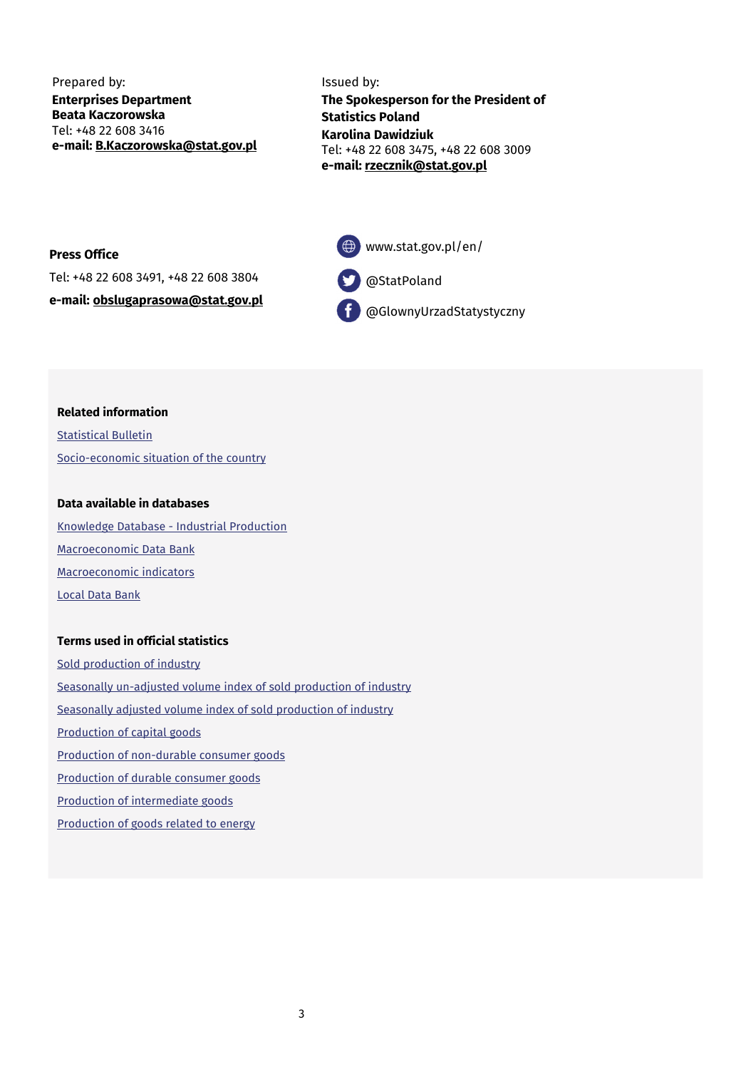Prepared by:
**Enterprises Department**
**Beata Kaczorowska**
Tel: +48 22 608 3416
**e-mail: B.Kaczorowska@stat.gov.pl**

Issued by:
**The Spokesperson for the President of Statistics Poland**
**Karolina Dawidziuk**
Tel: +48 22 608 3475, +48 22 608 3009
**e-mail: rzecznik@stat.gov.pl**

**Press Office**
Tel: +48 22 608 3491, +48 22 608 3804
**e-mail: obslugaprasowa@stat.gov.pl**

www.stat.gov.pl/en/
@StatPoland
@GlownyUrzadStatystyczny

**Related information**

Statistical Bulletin

Socio-economic situation of the country

**Data available in databases**

Knowledge Database - Industrial Production

Macroeconomic Data Bank

Macroeconomic indicators

Local Data Bank

**Terms used in official statistics**

Sold production of industry

Seasonally un-adjusted volume index of sold production of industry

Seasonally adjusted volume index of sold production of industry

Production of capital goods

Production of non-durable consumer goods

Production of durable consumer goods

Production of intermediate goods

Production of goods related to energy